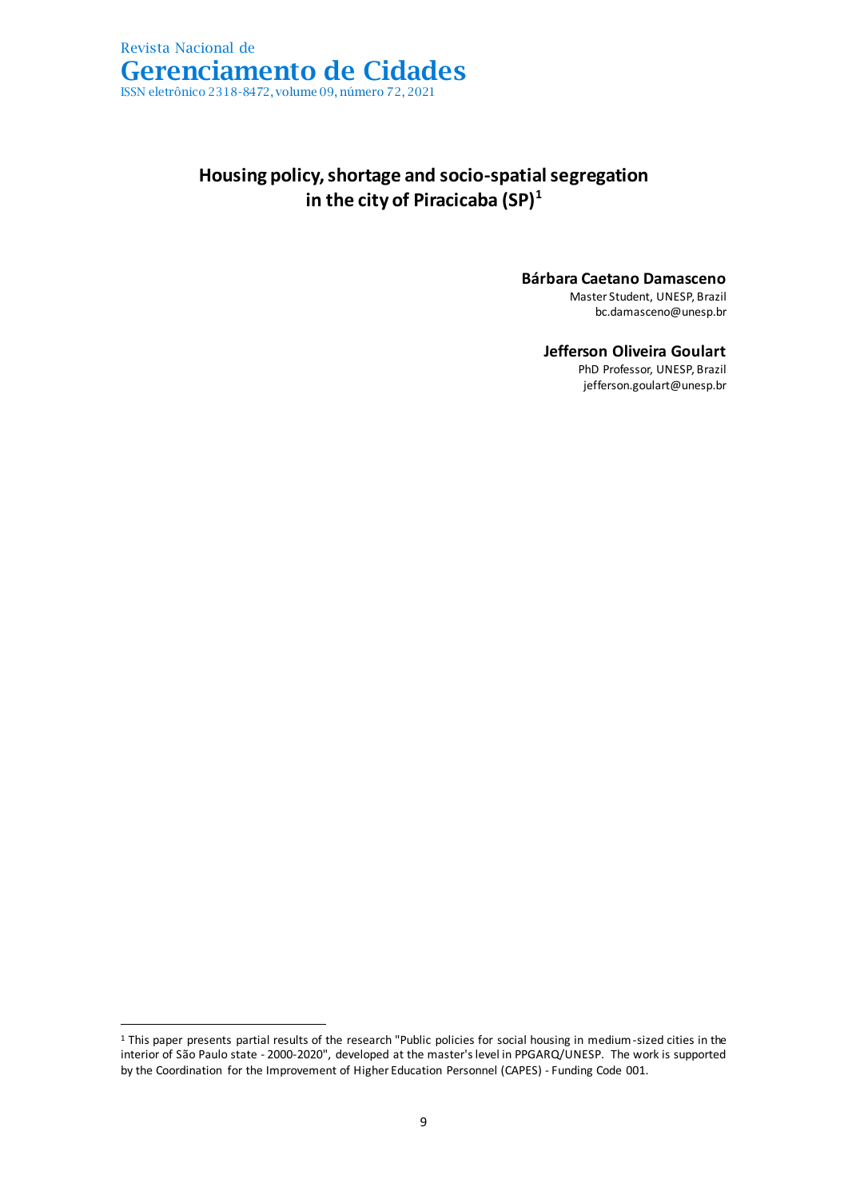# Housing policy, shortage and socio-spatial segregation in the city of Piracicaba (SP)[1]

**Bárbara Caetano Damasceno**
Master Student, UNESP, Brazil
bc.damasceno@unesp.br

**Jefferson Oliveira Goulart**
PhD Professor, UNESP, Brazil
jefferson.goulart@unesp.br

---

[1] This paper presents partial results of the research "Public policies for social housing in medium-sized cities in the interior of São Paulo state - 2000-2020", developed at the master's level in PPGARQ/UNESP. The work is supported by the Coordination for the Improvement of Higher Education Personnel (CAPES) - Funding Code 001.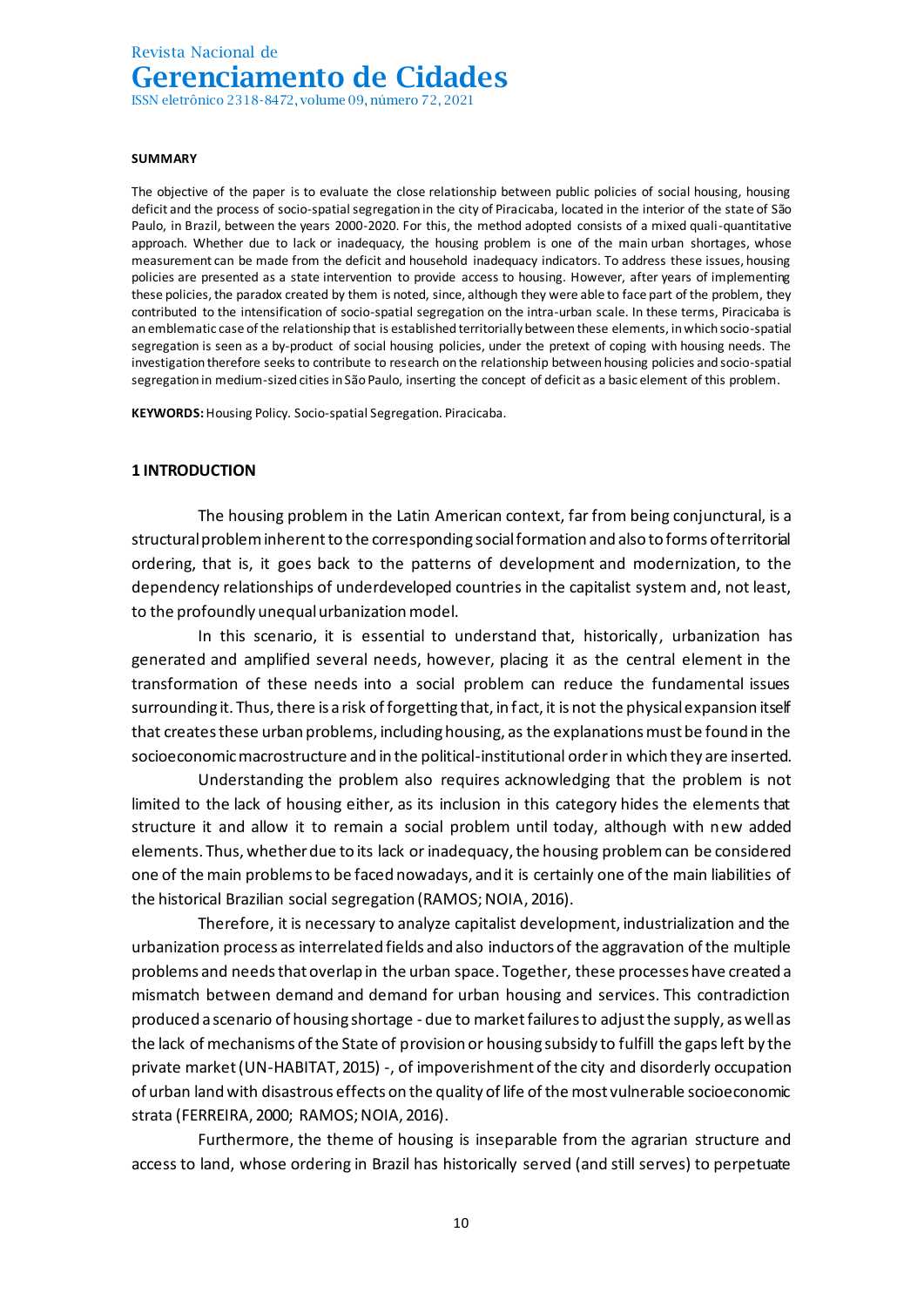**SUMMARY**

The objective of the paper is to evaluate the close relationship between public policies of social housing, housing deficit and the process of socio-spatial segregation in the city of Piracicaba, located in the interior of the state of São Paulo, in Brazil, between the years 2000-2020. For this, the method adopted consists of a mixed quali-quantitative approach. Whether due to lack or inadequacy, the housing problem is one of the main urban shortages, whose measurement can be made from the deficit and household inadequacy indicators. To address these issues, housing policies are presented as a state intervention to provide access to housing. However, after years of implementing these policies, the paradox created by them is noted, since, although they were able to face part of the problem, they contributed to the intensification of socio-spatial segregation on the intra-urban scale. In these terms, Piracicaba is an emblematic case of the relationship that is established territorially between these elements, in which socio-spatial segregation is seen as a by-product of social housing policies, under the pretext of coping with housing needs. The investigation therefore seeks to contribute to research on the relationship between housing policies and socio-spatial segregation in medium-sized cities in São Paulo, inserting the concept of deficit as a basic element of this problem.

**KEYWORDS:** Housing Policy. Socio-spatial Segregation. Piracicaba.

## 1 INTRODUCTION

The housing problem in the Latin American context, far from being conjunctural, is a structural problem inherent to the corresponding social formation and also to forms of territorial ordering, that is, it goes back to the patterns of development and modernization, to the dependency relationships of underdeveloped countries in the capitalist system and, not least, to the profoundly unequal urbanization model.

In this scenario, it is essential to understand that, historically, urbanization has generated and amplified several needs, however, placing it as the central element in the transformation of these needs into a social problem can reduce the fundamental issues surrounding it. Thus, there is a risk of forgetting that, in fact, it is not the physical expansion itself that creates these urban problems, including housing, as the explanations must be found in the socioeconomic macrostructure and in the political-institutional order in which they are inserted.

Understanding the problem also requires acknowledging that the problem is not limited to the lack of housing either, as its inclusion in this category hides the elements that structure it and allow it to remain a social problem until today, although with new added elements. Thus, whether due to its lack or inadequacy, the housing problem can be considered one of the main problems to be faced nowadays, and it is certainly one of the main liabilities of the historical Brazilian social segregation (RAMOS; NOIA, 2016).

Therefore, it is necessary to analyze capitalist development, industrialization and the urbanization process as interrelated fields and also inductors of the aggravation of the multiple problems and needs that overlap in the urban space. Together, these processes have created a mismatch between demand and demand for urban housing and services. This contradiction produced a scenario of housing shortage - due to market failures to adjust the supply, as well as the lack of mechanisms of the State of provision or housing subsidy to fulfill the gaps left by the private market (UN-HABITAT, 2015) -, of impoverishment of the city and disorderly occupation of urban land with disastrous effects on the quality of life of the most vulnerable socioeconomic strata (FERREIRA, 2000; RAMOS; NOIA, 2016).

Furthermore, the theme of housing is inseparable from the agrarian structure and access to land, whose ordering in Brazil has historically served (and still serves) to perpetuate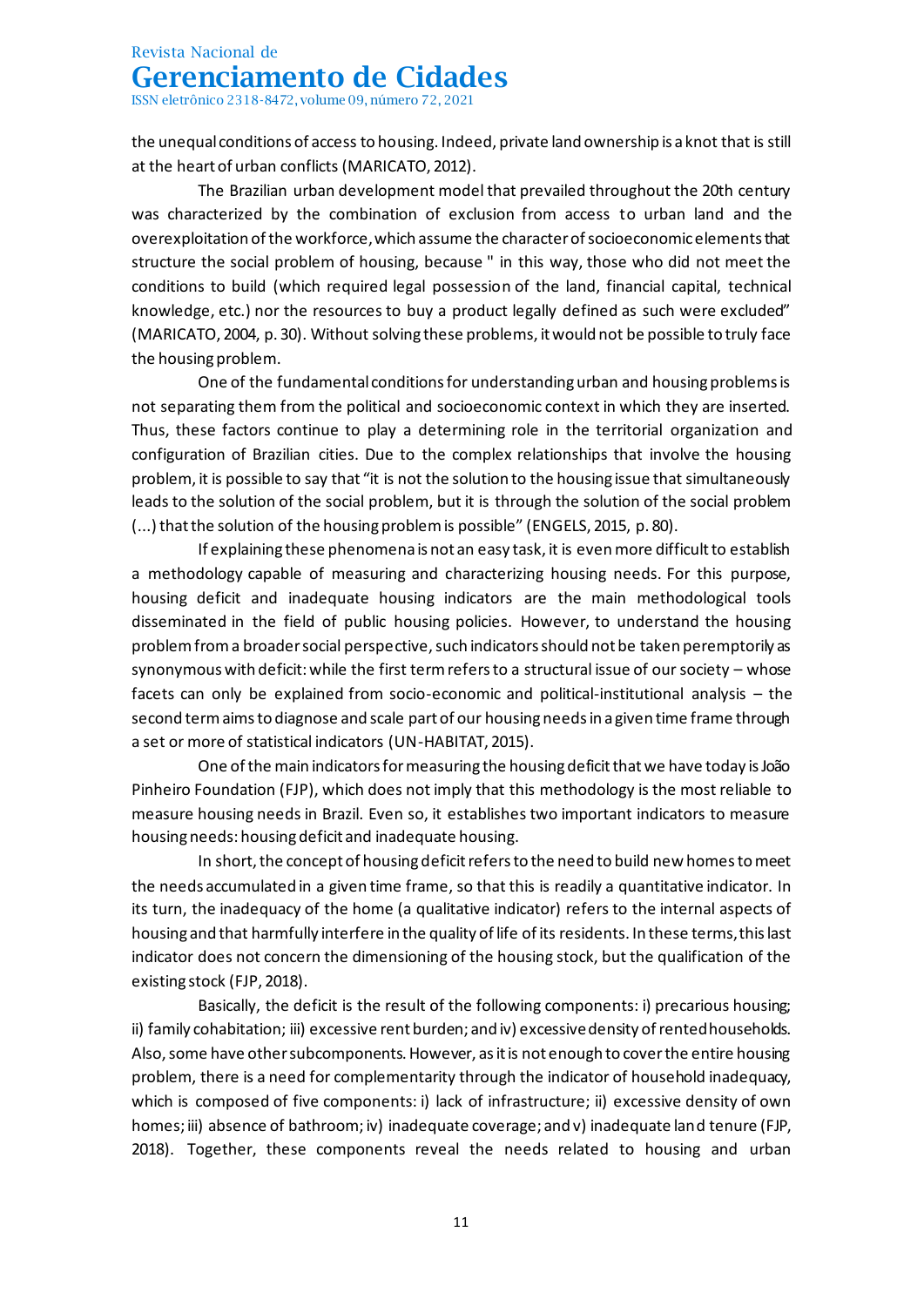the unequal conditions of access to housing. Indeed, private land ownership is a knot that is still at the heart of urban conflicts (MARICATO, 2012).

The Brazilian urban development model that prevailed throughout the 20th century was characterized by the combination of exclusion from access to urban land and the overexploitation of the workforce, which assume the character of socioeconomic elements that structure the social problem of housing, because " in this way, those who did not meet the conditions to build (which required legal possession of the land, financial capital, technical knowledge, etc.) nor the resources to buy a product legally defined as such were excluded" (MARICATO, 2004, p. 30). Without solving these problems, it would not be possible to truly face the housing problem.

One of the fundamental conditions for understanding urban and housing problems is not separating them from the political and socioeconomic context in which they are inserted. Thus, these factors continue to play a determining role in the territorial organization and configuration of Brazilian cities. Due to the complex relationships that involve the housing problem, it is possible to say that "it is not the solution to the housing issue that simultaneously leads to the solution of the social problem, but it is through the solution of the social problem (...) that the solution of the housing problem is possible" (ENGELS, 2015, p. 80).

If explaining these phenomena is not an easy task, it is even more difficult to establish a methodology capable of measuring and characterizing housing needs. For this purpose, housing deficit and inadequate housing indicators are the main methodological tools disseminated in the field of public housing policies. However, to understand the housing problem from a broader social perspective, such indicators should not be taken peremptorily as synonymous with deficit: while the first term refers to a structural issue of our society – whose facets can only be explained from socio-economic and political-institutional analysis – the second term aims to diagnose and scale part of our housing needs in a given time frame through a set or more of statistical indicators (UN-HABITAT, 2015).

One of the main indicators for measuring the housing deficit that we have today is João Pinheiro Foundation (FJP), which does not imply that this methodology is the most reliable to measure housing needs in Brazil. Even so, it establishes two important indicators to measure housing needs: housing deficit and inadequate housing.

In short, the concept of housing deficit refers to the need to build new homes to meet the needs accumulated in a given time frame, so that this is readily a quantitative indicator. In its turn, the inadequacy of the home (a qualitative indicator) refers to the internal aspects of housing and that harmfully interfere in the quality of life of its residents. In these terms, this last indicator does not concern the dimensioning of the housing stock, but the qualification of the existing stock (FJP, 2018).

Basically, the deficit is the result of the following components: i) precarious housing; ii) family cohabitation; iii) excessive rent burden; and iv) excessive density of rented households. Also, some have other subcomponents. However, as it is not enough to cover the entire housing problem, there is a need for complementarity through the indicator of household inadequacy, which is composed of five components: i) lack of infrastructure; ii) excessive density of own homes; iii) absence of bathroom; iv) inadequate coverage; and v) inadequate land tenure (FJP, 2018). Together, these components reveal the needs related to housing and urban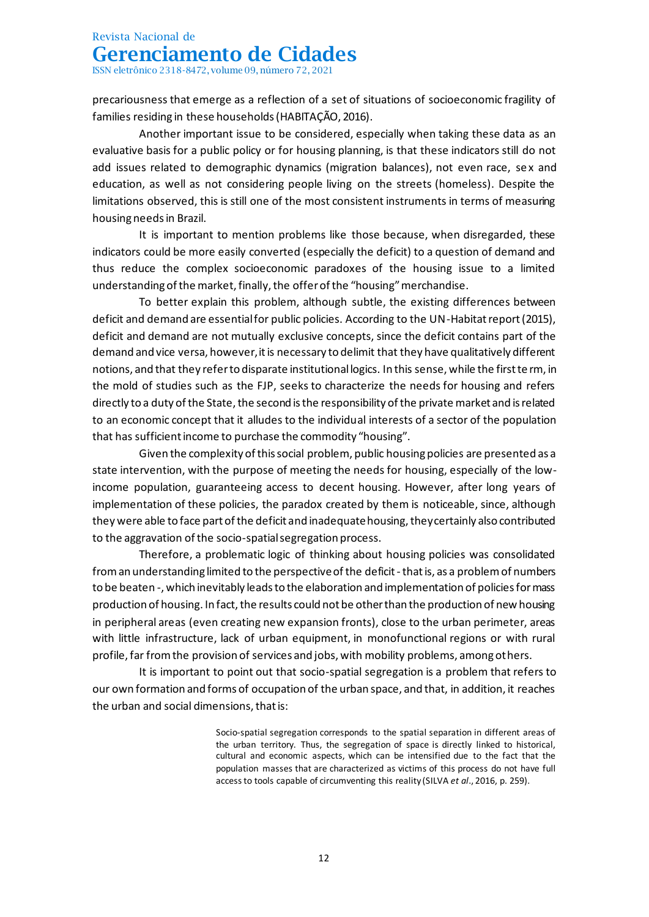precariousness that emerge as a reflection of a set of situations of socioeconomic fragility of families residing in these households (HABITAÇÃO, 2016).

Another important issue to be considered, especially when taking these data as an evaluative basis for a public policy or for housing planning, is that these indicators still do not add issues related to demographic dynamics (migration balances), not even race, sex and education, as well as not considering people living on the streets (homeless). Despite the limitations observed, this is still one of the most consistent instruments in terms of measuring housing needs in Brazil.

It is important to mention problems like those because, when disregarded, these indicators could be more easily converted (especially the deficit) to a question of demand and thus reduce the complex socioeconomic paradoxes of the housing issue to a limited understanding of the market, finally, the offer of the "housing" merchandise.

To better explain this problem, although subtle, the existing differences between deficit and demand are essential for public policies. According to the UN-Habitat report (2015), deficit and demand are not mutually exclusive concepts, since the deficit contains part of the demand and vice versa, however, it is necessary to delimit that they have qualitatively different notions, and that they refer to disparate institutional logics. In this sense, while the first term, in the mold of studies such as the FJP, seeks to characterize the needs for housing and refers directly to a duty of the State, the second is the responsibility of the private market and is related to an economic concept that it alludes to the individual interests of a sector of the population that has sufficient income to purchase the commodity "housing".

Given the complexity of this social problem, public housing policies are presented as a state intervention, with the purpose of meeting the needs for housing, especially of the low-income population, guaranteeing access to decent housing. However, after long years of implementation of these policies, the paradox created by them is noticeable, since, although they were able to face part of the deficit and inadequate housing, they certainly also contributed to the aggravation of the socio-spatial segregation process.

Therefore, a problematic logic of thinking about housing policies was consolidated from an understanding limited to the perspective of the deficit - that is, as a problem of numbers to be beaten -, which inevitably leads to the elaboration and implementation of policies for mass production of housing. In fact, the results could not be other than the production of new housing in peripheral areas (even creating new expansion fronts), close to the urban perimeter, areas with little infrastructure, lack of urban equipment, in monofunctional regions or with rural profile, far from the provision of services and jobs, with mobility problems, among others.

It is important to point out that socio-spatial segregation is a problem that refers to our own formation and forms of occupation of the urban space, and that, in addition, it reaches the urban and social dimensions, that is:

> Socio-spatial segregation corresponds to the spatial separation in different areas of the urban territory. Thus, the segregation of space is directly linked to historical, cultural and economic aspects, which can be intensified due to the fact that the population masses that are characterized as victims of this process do not have full access to tools capable of circumventing this reality (SILVA *et al*., 2016, p. 259).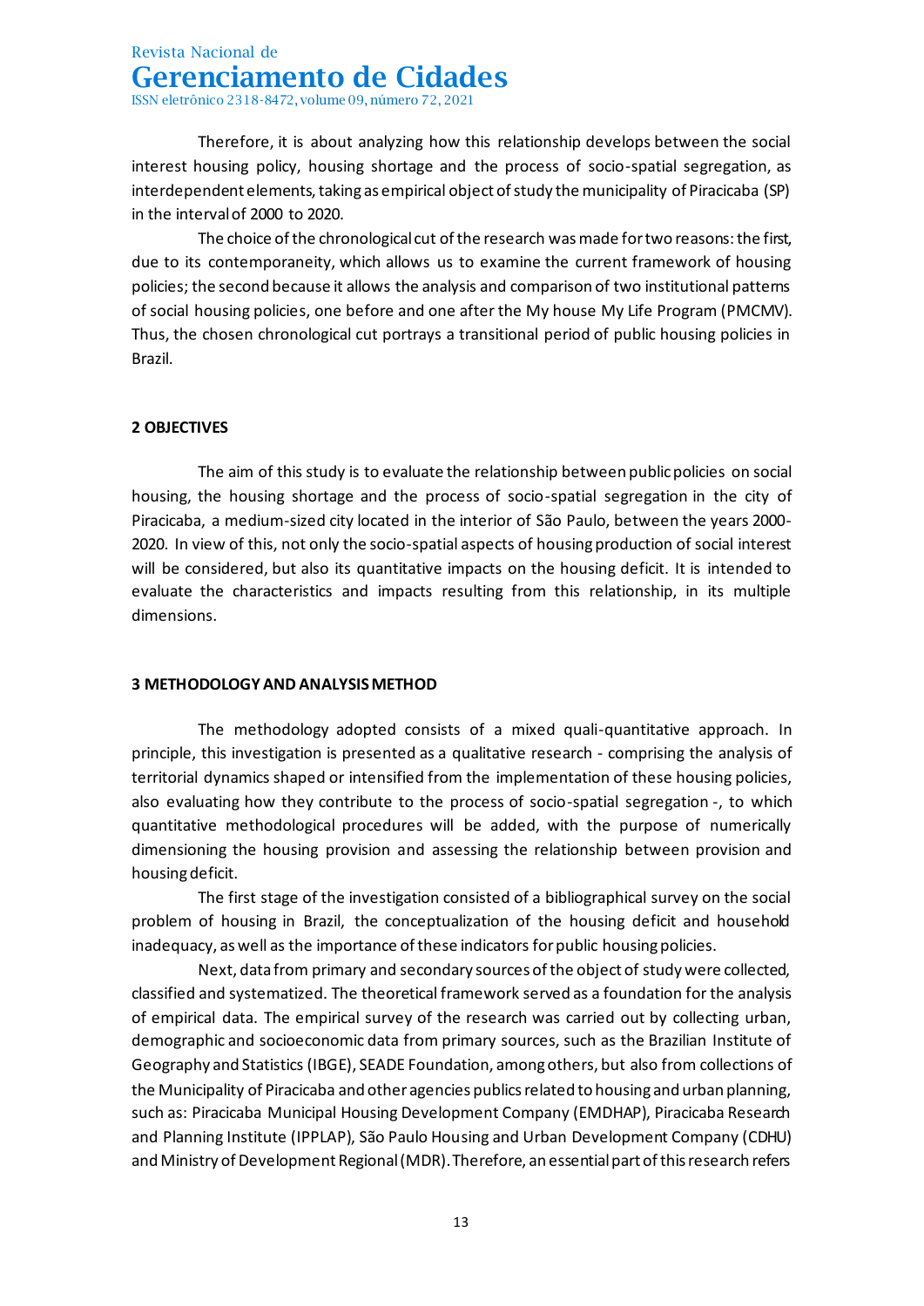Therefore, it is about analyzing how this relationship develops between the social interest housing policy, housing shortage and the process of socio-spatial segregation, as interdependent elements, taking as empirical object of study the municipality of Piracicaba (SP) in the interval of 2000 to 2020.

The choice of the chronological cut of the research was made for two reasons: the first, due to its contemporaneity, which allows us to examine the current framework of housing policies; the second because it allows the analysis and comparison of two institutional patterns of social housing policies, one before and one after the My house My Life Program (PMCMV). Thus, the chosen chronological cut portrays a transitional period of public housing policies in Brazil.

## 2 OBJECTIVES

The aim of this study is to evaluate the relationship between public policies on social housing, the housing shortage and the process of socio-spatial segregation in the city of Piracicaba, a medium-sized city located in the interior of São Paulo, between the years 2000-2020. In view of this, not only the socio-spatial aspects of housing production of social interest will be considered, but also its quantitative impacts on the housing deficit. It is intended to evaluate the characteristics and impacts resulting from this relationship, in its multiple dimensions.

## 3 METHODOLOGY AND ANALYSIS METHOD

The methodology adopted consists of a mixed quali-quantitative approach. In principle, this investigation is presented as a qualitative research - comprising the analysis of territorial dynamics shaped or intensified from the implementation of these housing policies, also evaluating how they contribute to the process of socio-spatial segregation -, to which quantitative methodological procedures will be added, with the purpose of numerically dimensioning the housing provision and assessing the relationship between provision and housing deficit.

The first stage of the investigation consisted of a bibliographical survey on the social problem of housing in Brazil, the conceptualization of the housing deficit and household inadequacy, as well as the importance of these indicators for public housing policies.

Next, data from primary and secondary sources of the object of study were collected, classified and systematized. The theoretical framework served as a foundation for the analysis of empirical data. The empirical survey of the research was carried out by collecting urban, demographic and socioeconomic data from primary sources, such as the Brazilian Institute of Geography and Statistics (IBGE), SEADE Foundation, among others, but also from collections of the Municipality of Piracicaba and other agencies publics related to housing and urban planning, such as: Piracicaba Municipal Housing Development Company (EMDHAP), Piracicaba Research and Planning Institute (IPPLAP), São Paulo Housing and Urban Development Company (CDHU) and Ministry of Development Regional (MDR). Therefore, an essential part of this research refers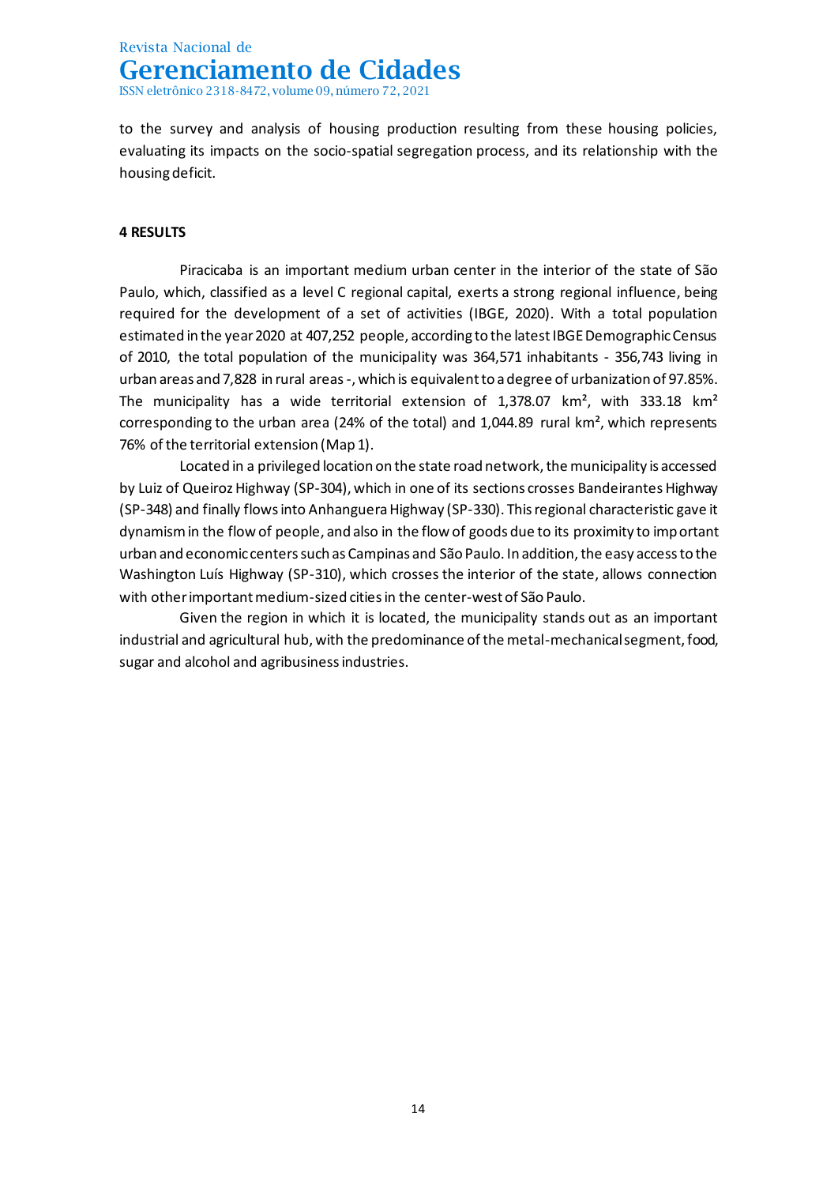to the survey and analysis of housing production resulting from these housing policies, evaluating its impacts on the socio-spatial segregation process, and its relationship with the housing deficit.

## 4 RESULTS

Piracicaba is an important medium urban center in the interior of the state of São Paulo, which, classified as a level C regional capital, exerts a strong regional influence, being required for the development of a set of activities (IBGE, 2020). With a total population estimated in the year 2020 at 407,252 people, according to the latest IBGE Demographic Census of 2010, the total population of the municipality was 364,571 inhabitants - 356,743 living in urban areas and 7,828 in rural areas -, which is equivalent to a degree of urbanization of 97.85%. The municipality has a wide territorial extension of 1,378.07 km², with 333.18 km² corresponding to the urban area (24% of the total) and 1,044.89 rural km², which represents 76% of the territorial extension (Map 1).

Located in a privileged location on the state road network, the municipality is accessed by Luiz of Queiroz Highway (SP-304), which in one of its sections crosses Bandeirantes Highway (SP-348) and finally flows into Anhanguera Highway (SP-330). This regional characteristic gave it dynamism in the flow of people, and also in the flow of goods due to its proximity to important urban and economic centers such as Campinas and São Paulo. In addition, the easy access to the Washington Luís Highway (SP-310), which crosses the interior of the state, allows connection with other important medium-sized cities in the center-west of São Paulo.

Given the region in which it is located, the municipality stands out as an important industrial and agricultural hub, with the predominance of the metal-mechanical segment, food, sugar and alcohol and agribusiness industries.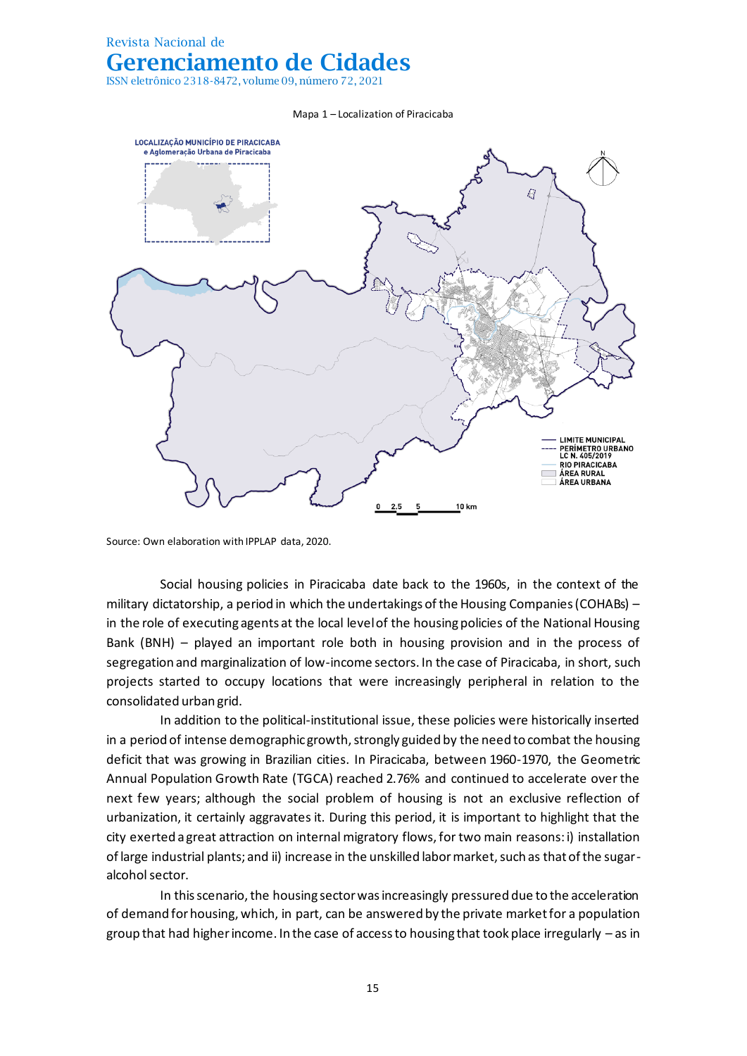Mapa 1 – Localization of Piracicaba

Source: Own elaboration with IPPLAP data, 2020.

Social housing policies in Piracicaba date back to the 1960s, in the context of the military dictatorship, a period in which the undertakings of the Housing Companies (COHABs) – in the role of executing agents at the local level of the housing policies of the National Housing Bank (BNH) – played an important role both in housing provision and in the process of segregation and marginalization of low-income sectors. In the case of Piracicaba, in short, such projects started to occupy locations that were increasingly peripheral in relation to the consolidated urban grid.

In addition to the political-institutional issue, these policies were historically inserted in a period of intense demographic growth, strongly guided by the need to combat the housing deficit that was growing in Brazilian cities. In Piracicaba, between 1960-1970, the Geometric Annual Population Growth Rate (TGCA) reached 2.76% and continued to accelerate over the next few years; although the social problem of housing is not an exclusive reflection of urbanization, it certainly aggravates it. During this period, it is important to highlight that the city exerted a great attraction on internal migratory flows, for two main reasons: i) installation of large industrial plants; and ii) increase in the unskilled labor market, such as that of the sugar-alcohol sector.

In this scenario, the housing sector was increasingly pressured due to the acceleration of demand for housing, which, in part, can be answered by the private market for a population group that had higher income. In the case of access to housing that took place irregularly – as in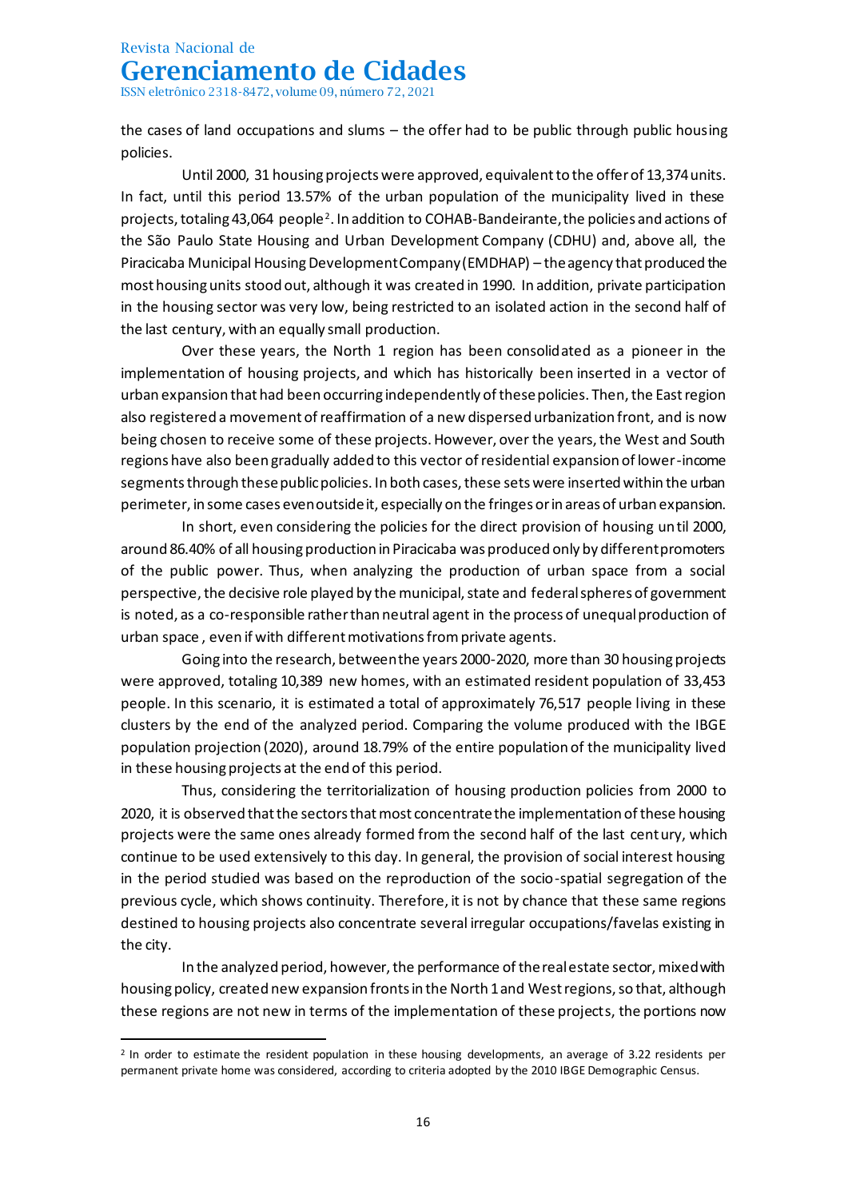the cases of land occupations and slums – the offer had to be public through public housing policies.

Until 2000, 31 housing projects were approved, equivalent to the offer of 13,374 units. In fact, until this period 13.57% of the urban population of the municipality lived in these projects, totaling 43,064 people[2]. In addition to COHAB-Bandeirante, the policies and actions of the São Paulo State Housing and Urban Development Company (CDHU) and, above all, the Piracicaba Municipal Housing Development Company (EMDHAP) – the agency that produced the most housing units stood out, although it was created in 1990. In addition, private participation in the housing sector was very low, being restricted to an isolated action in the second half of the last century, with an equally small production.

Over these years, the North 1 region has been consolidated as a pioneer in the implementation of housing projects, and which has historically been inserted in a vector of urban expansion that had been occurring independently of these policies. Then, the East region also registered a movement of reaffirmation of a new dispersed urbanization front, and is now being chosen to receive some of these projects. However, over the years, the West and South regions have also been gradually added to this vector of residential expansion of lower-income segments through these public policies. In both cases, these sets were inserted within the urban perimeter, in some cases even outside it, especially on the fringes or in areas of urban expansion.

In short, even considering the policies for the direct provision of housing until 2000, around 86.40% of all housing production in Piracicaba was produced only by different promoters of the public power. Thus, when analyzing the production of urban space from a social perspective, the decisive role played by the municipal, state and federal spheres of government is noted, as a co-responsible rather than neutral agent in the process of unequal production of urban space , even if with different motivations from private agents.

Going into the research, between the years 2000-2020, more than 30 housing projects were approved, totaling 10,389 new homes, with an estimated resident population of 33,453 people. In this scenario, it is estimated a total of approximately 76,517 people living in these clusters by the end of the analyzed period. Comparing the volume produced with the IBGE population projection (2020), around 18.79% of the entire population of the municipality lived in these housing projects at the end of this period.

Thus, considering the territorialization of housing production policies from 2000 to 2020, it is observed that the sectors that most concentrate the implementation of these housing projects were the same ones already formed from the second half of the last century, which continue to be used extensively to this day. In general, the provision of social interest housing in the period studied was based on the reproduction of the socio-spatial segregation of the previous cycle, which shows continuity. Therefore, it is not by chance that these same regions destined to housing projects also concentrate several irregular occupations/favelas existing in the city.

In the analyzed period, however, the performance of the real estate sector, mixed with housing policy, created new expansion fronts in the North 1 and West regions, so that, although these regions are not new in terms of the implementation of these projects, the portions now

[2] In order to estimate the resident population in these housing developments, an average of 3.22 residents per permanent private home was considered, according to criteria adopted by the 2010 IBGE Demographic Census.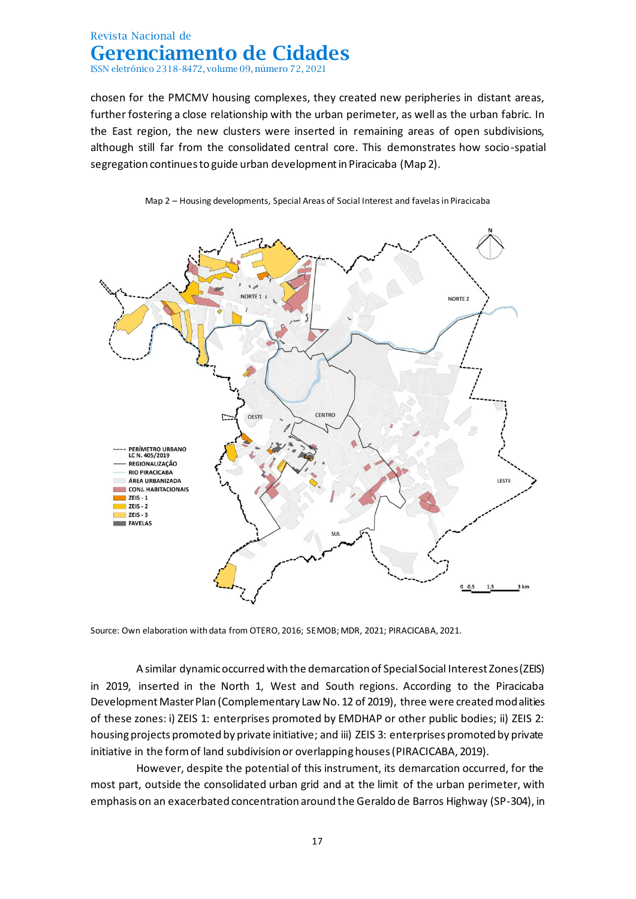chosen for the PMCMV housing complexes, they created new peripheries in distant areas, further fostering a close relationship with the urban perimeter, as well as the urban fabric. In the East region, the new clusters were inserted in remaining areas of open subdivisions, although still far from the consolidated central core. This demonstrates how socio-spatial segregation continues to guide urban development in Piracicaba (Map 2).

Map 2 – Housing developments, Special Areas of Social Interest and favelas in Piracicaba

Source: Own elaboration with data from OTERO, 2016; SEMOB; MDR, 2021; PIRACICABA, 2021.

A similar dynamic occurred with the demarcation of Special Social Interest Zones (ZEIS) in 2019, inserted in the North 1, West and South regions. According to the Piracicaba Development Master Plan (Complementary Law No. 12 of 2019), three were created modalities of these zones: i) ZEIS 1: enterprises promoted by EMDHAP or other public bodies; ii) ZEIS 2: housing projects promoted by private initiative; and iii) ZEIS 3: enterprises promoted by private initiative in the form of land subdivision or overlapping houses (PIRACICABA, 2019).

However, despite the potential of this instrument, its demarcation occurred, for the most part, outside the consolidated urban grid and at the limit of the urban perimeter, with emphasis on an exacerbated concentration around the Geraldo de Barros Highway (SP-304), in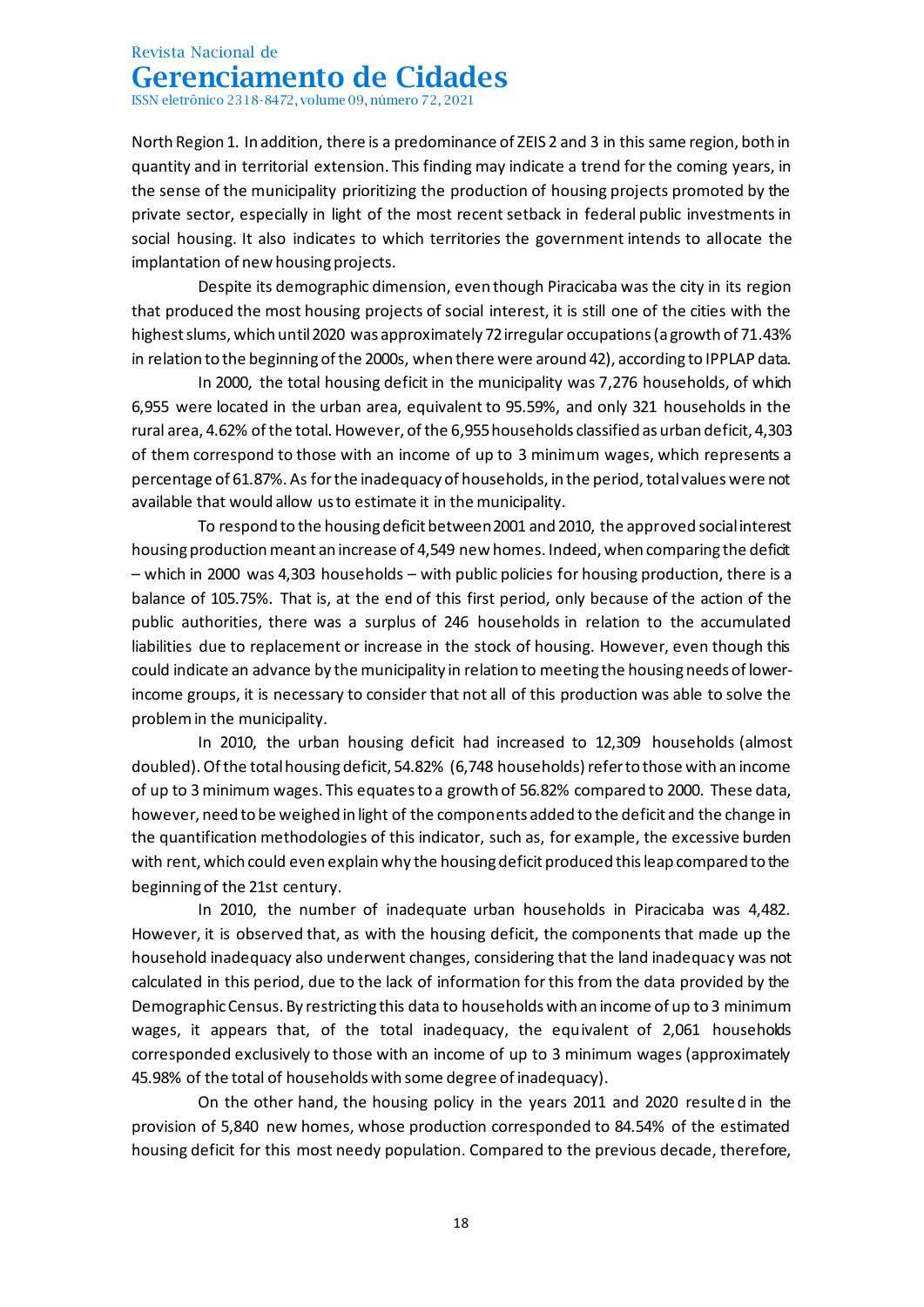North Region 1. In addition, there is a predominance of ZEIS 2 and 3 in this same region, both in quantity and in territorial extension. This finding may indicate a trend for the coming years, in the sense of the municipality prioritizing the production of housing projects promoted by the private sector, especially in light of the most recent setback in federal public investments in social housing. It also indicates to which territories the government intends to allocate the implantation of new housing projects.

Despite its demographic dimension, even though Piracicaba was the city in its region that produced the most housing projects of social interest, it is still one of the cities with the highest slums, which until 2020 was approximately 72 irregular occupations (a growth of 71.43% in relation to the beginning of the 2000s, when there were around 42), according to IPPLAP data.

In 2000, the total housing deficit in the municipality was 7,276 households, of which 6,955 were located in the urban area, equivalent to 95.59%, and only 321 households in the rural area, 4.62% of the total. However, of the 6,955 households classified as urban deficit, 4,303 of them correspond to those with an income of up to 3 minimum wages, which represents a percentage of 61.87%. As for the inadequacy of households, in the period, total values were not available that would allow us to estimate it in the municipality.

To respond to the housing deficit between 2001 and 2010, the approved social interest housing production meant an increase of 4,549 new homes. Indeed, when comparing the deficit – which in 2000 was 4,303 households – with public policies for housing production, there is a balance of 105.75%. That is, at the end of this first period, only because of the action of the public authorities, there was a surplus of 246 households in relation to the accumulated liabilities due to replacement or increase in the stock of housing. However, even though this could indicate an advance by the municipality in relation to meeting the housing needs of lower-income groups, it is necessary to consider that not all of this production was able to solve the problem in the municipality.

In 2010, the urban housing deficit had increased to 12,309 households (almost doubled). Of the total housing deficit, 54.82% (6,748 households) refer to those with an income of up to 3 minimum wages. This equates to a growth of 56.82% compared to 2000. These data, however, need to be weighed in light of the components added to the deficit and the change in the quantification methodologies of this indicator, such as, for example, the excessive burden with rent, which could even explain why the housing deficit produced this leap compared to the beginning of the 21st century.

In 2010, the number of inadequate urban households in Piracicaba was 4,482. However, it is observed that, as with the housing deficit, the components that made up the household inadequacy also underwent changes, considering that the land inadequacy was not calculated in this period, due to the lack of information for this from the data provided by the Demographic Census. By restricting this data to households with an income of up to 3 minimum wages, it appears that, of the total inadequacy, the equivalent of 2,061 households corresponded exclusively to those with an income of up to 3 minimum wages (approximately 45.98% of the total of households with some degree of inadequacy).

On the other hand, the housing policy in the years 2011 and 2020 resulted in the provision of 5,840 new homes, whose production corresponded to 84.54% of the estimated housing deficit for this most needy population. Compared to the previous decade, therefore,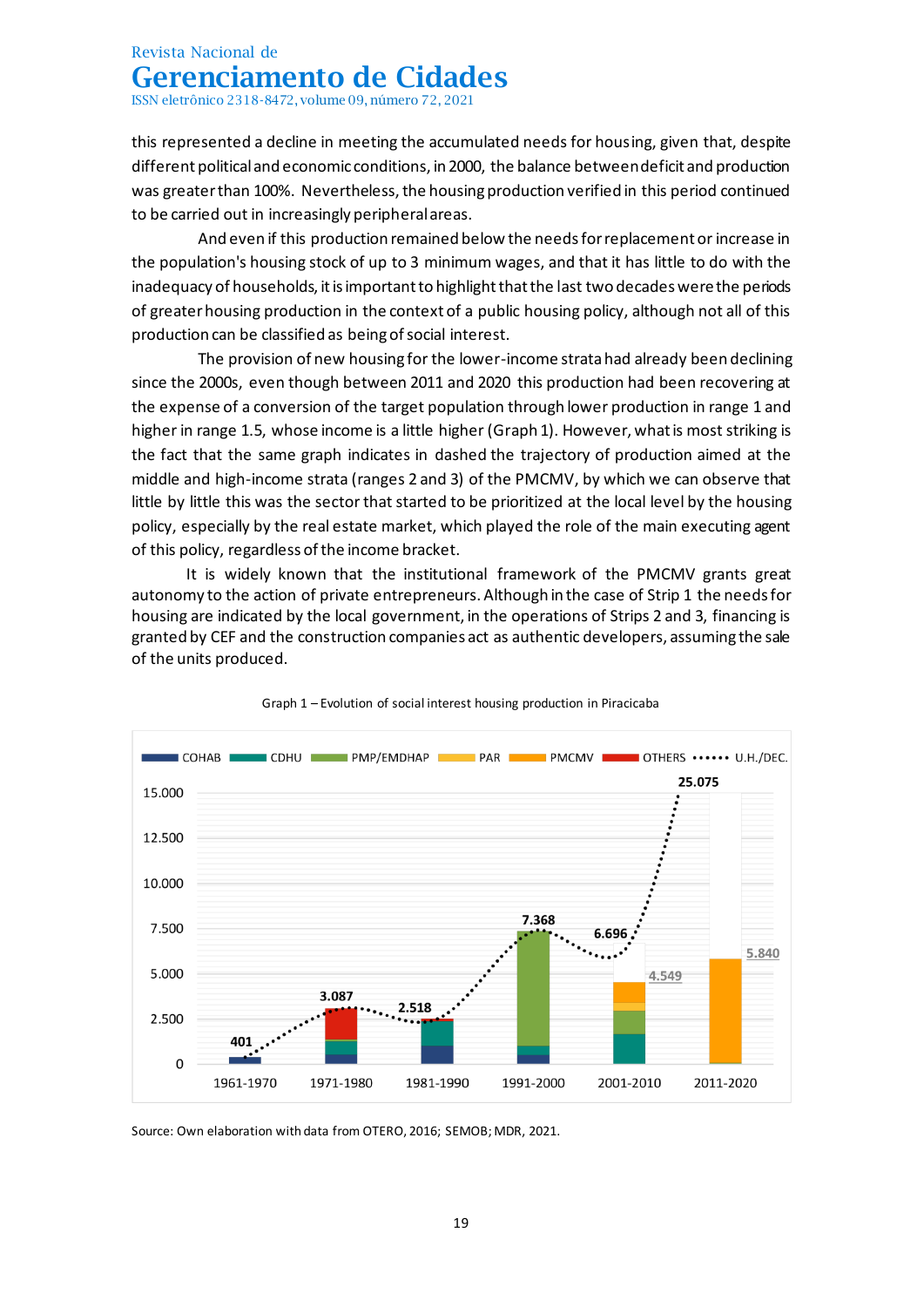this represented a decline in meeting the accumulated needs for housing, given that, despite different political and economic conditions, in 2000, the balance between deficit and production was greater than 100%. Nevertheless, the housing production verified in this period continued to be carried out in increasingly peripheral areas.

And even if this production remained below the needs for replacement or increase in the population's housing stock of up to 3 minimum wages, and that it has little to do with the inadequacy of households, it is important to highlight that the last two decades were the periods of greater housing production in the context of a public housing policy, although not all of this production can be classified as being of social interest.

The provision of new housing for the lower-income strata had already been declining since the 2000s, even though between 2011 and 2020 this production had been recovering at the expense of a conversion of the target population through lower production in range 1 and higher in range 1.5, whose income is a little higher (Graph 1). However, what is most striking is the fact that the same graph indicates in dashed the trajectory of production aimed at the middle and high-income strata (ranges 2 and 3) of the PMCMV, by which we can observe that little by little this was the sector that started to be prioritized at the local level by the housing policy, especially by the real estate market, which played the role of the main executing agent of this policy, regardless of the income bracket.

It is widely known that the institutional framework of the PMCMV grants great autonomy to the action of private entrepreneurs. Although in the case of Strip 1 the needs for housing are indicated by the local government, in the operations of Strips 2 and 3, financing is granted by CEF and the construction companies act as authentic developers, assuming the sale of the units produced.

Graph 1 – Evolution of social interest housing production in Piracicaba

Source: Own elaboration with data from OTERO, 2016; SEMOB; MDR, 2021.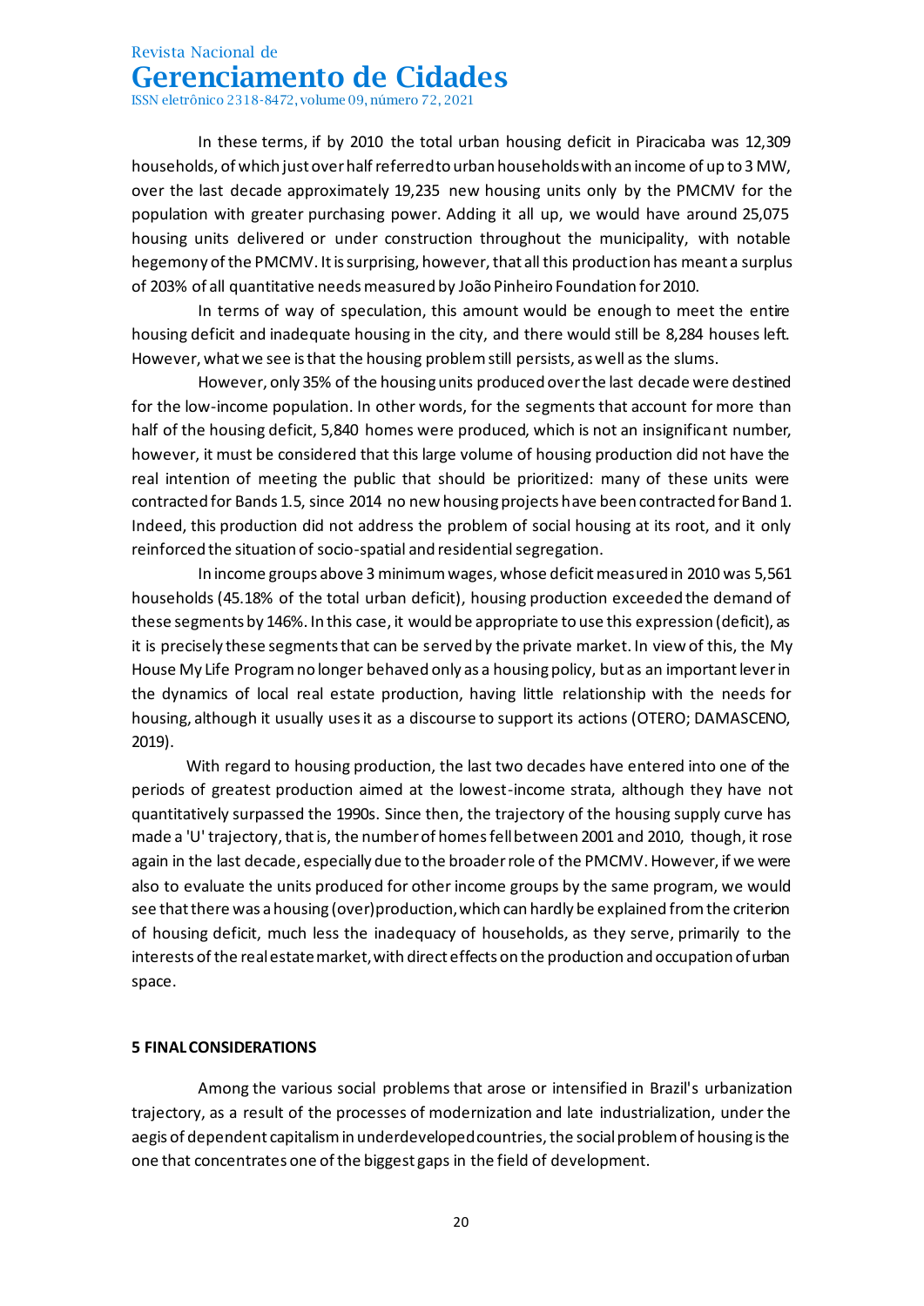In these terms, if by 2010 the total urban housing deficit in Piracicaba was 12,309 households, of which just over half referred to urban households with an income of up to 3 MW, over the last decade approximately 19,235 new housing units only by the PMCMV for the population with greater purchasing power. Adding it all up, we would have around 25,075 housing units delivered or under construction throughout the municipality, with notable hegemony of the PMCMV. It is surprising, however, that all this production has meant a surplus of 203% of all quantitative needs measured by João Pinheiro Foundation for 2010.

In terms of way of speculation, this amount would be enough to meet the entire housing deficit and inadequate housing in the city, and there would still be 8,284 houses left. However, what we see is that the housing problem still persists, as well as the slums.

However, only 35% of the housing units produced over the last decade were destined for the low-income population. In other words, for the segments that account for more than half of the housing deficit, 5,840 homes were produced, which is not an insignificant number, however, it must be considered that this large volume of housing production did not have the real intention of meeting the public that should be prioritized: many of these units were contracted for Bands 1.5, since 2014 no new housing projects have been contracted for Band 1. Indeed, this production did not address the problem of social housing at its root, and it only reinforced the situation of socio-spatial and residential segregation.

In income groups above 3 minimum wages, whose deficit measured in 2010 was 5,561 households (45.18% of the total urban deficit), housing production exceeded the demand of these segments by 146%. In this case, it would be appropriate to use this expression (deficit), as it is precisely these segments that can be served by the private market. In view of this, the My House My Life Program no longer behaved only as a housing policy, but as an important lever in the dynamics of local real estate production, having little relationship with the needs for housing, although it usually uses it as a discourse to support its actions (OTERO; DAMASCENO, 2019).

With regard to housing production, the last two decades have entered into one of the periods of greatest production aimed at the lowest-income strata, although they have not quantitatively surpassed the 1990s. Since then, the trajectory of the housing supply curve has made a 'U' trajectory, that is, the number of homes fell between 2001 and 2010, though, it rose again in the last decade, especially due to the broader role of the PMCMV. However, if we were also to evaluate the units produced for other income groups by the same program, we would see that there was a housing (over)production, which can hardly be explained from the criterion of housing deficit, much less the inadequacy of households, as they serve, primarily to the interests of the real estate market, with direct effects on the production and occupation of urban space.

## 5 FINAL CONSIDERATIONS

Among the various social problems that arose or intensified in Brazil's urbanization trajectory, as a result of the processes of modernization and late industrialization, under the aegis of dependent capitalism in underdeveloped countries, the social problem of housing is the one that concentrates one of the biggest gaps in the field of development.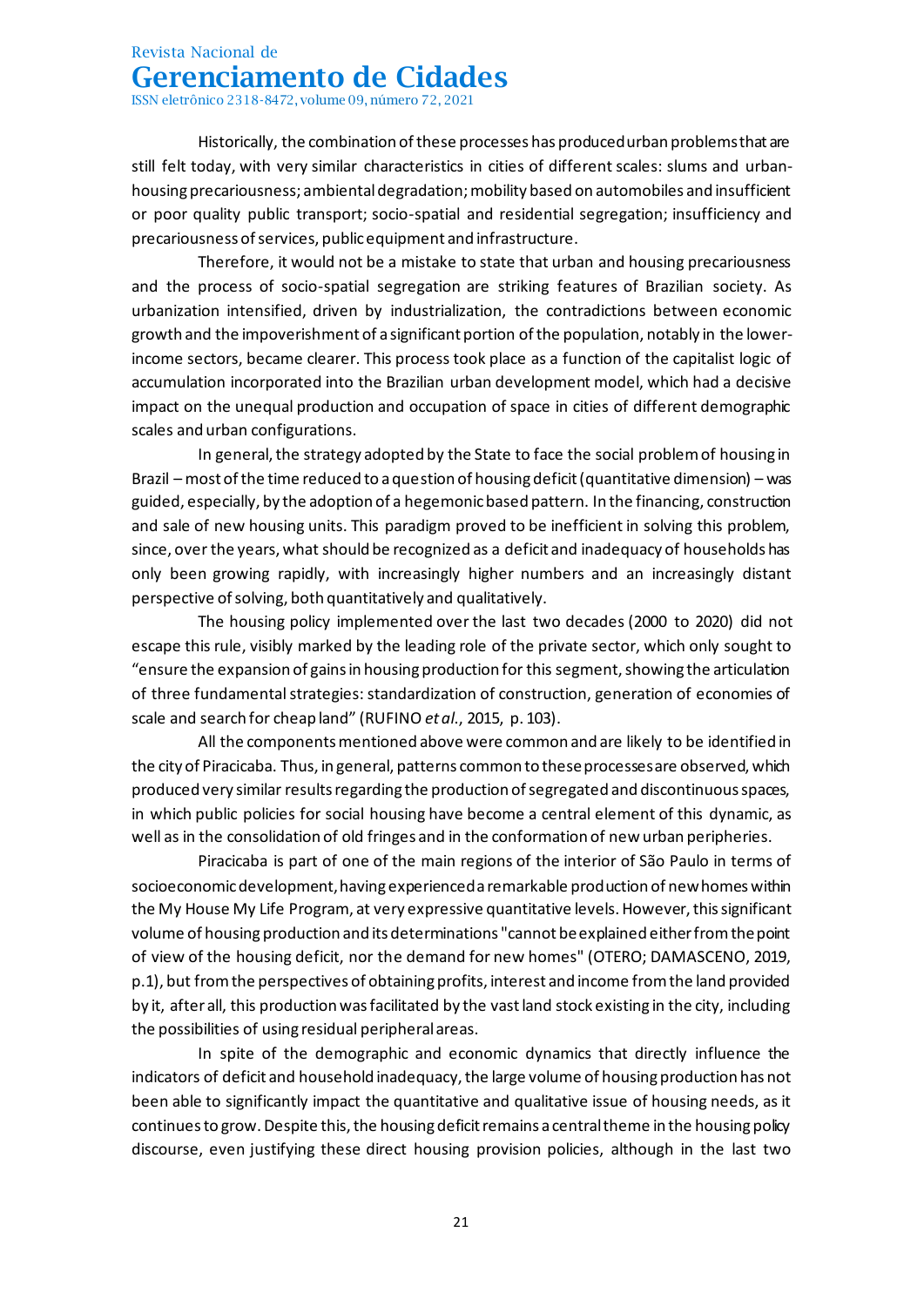Historically, the combination of these processes has produced urban problems that are still felt today, with very similar characteristics in cities of different scales: slums and urban-housing precariousness; ambiental degradation; mobility based on automobiles and insufficient or poor quality public transport; socio-spatial and residential segregation; insufficiency and precariousness of services, public equipment and infrastructure.

Therefore, it would not be a mistake to state that urban and housing precariousness and the process of socio-spatial segregation are striking features of Brazilian society. As urbanization intensified, driven by industrialization, the contradictions between economic growth and the impoverishment of a significant portion of the population, notably in the lower-income sectors, became clearer. This process took place as a function of the capitalist logic of accumulation incorporated into the Brazilian urban development model, which had a decisive impact on the unequal production and occupation of space in cities of different demographic scales and urban configurations.

In general, the strategy adopted by the State to face the social problem of housing in Brazil – most of the time reduced to a question of housing deficit (quantitative dimension) – was guided, especially, by the adoption of a hegemonic based pattern. In the financing, construction and sale of new housing units. This paradigm proved to be inefficient in solving this problem, since, over the years, what should be recognized as a deficit and inadequacy of households has only been growing rapidly, with increasingly higher numbers and an increasingly distant perspective of solving, both quantitatively and qualitatively.

The housing policy implemented over the last two decades (2000 to 2020) did not escape this rule, visibly marked by the leading role of the private sector, which only sought to "ensure the expansion of gains in housing production for this segment, showing the articulation of three fundamental strategies: standardization of construction, generation of economies of scale and search for cheap land" (RUFINO *et al.*, 2015, p. 103).

All the components mentioned above were common and are likely to be identified in the city of Piracicaba. Thus, in general, patterns common to these processes are observed, which produced very similar results regarding the production of segregated and discontinuous spaces, in which public policies for social housing have become a central element of this dynamic, as well as in the consolidation of old fringes and in the conformation of new urban peripheries.

Piracicaba is part of one of the main regions of the interior of São Paulo in terms of socioeconomic development, having experienced a remarkable production of new homes within the My House My Life Program, at very expressive quantitative levels. However, this significant volume of housing production and its determinations "cannot be explained either from the point of view of the housing deficit, nor the demand for new homes" (OTERO; DAMASCENO, 2019, p.1), but from the perspectives of obtaining profits, interest and income from the land provided by it, after all, this production was facilitated by the vast land stock existing in the city, including the possibilities of using residual peripheral areas.

In spite of the demographic and economic dynamics that directly influence the indicators of deficit and household inadequacy, the large volume of housing production has not been able to significantly impact the quantitative and qualitative issue of housing needs, as it continues to grow. Despite this, the housing deficit remains a central theme in the housing policy discourse, even justifying these direct housing provision policies, although in the last two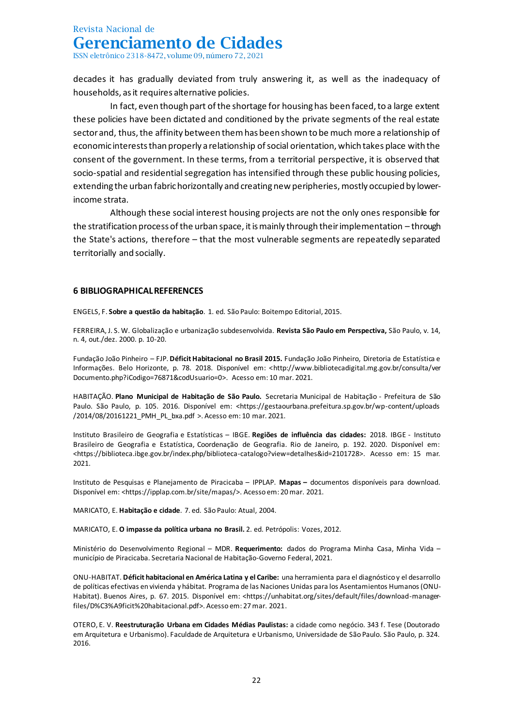decades it has gradually deviated from truly answering it, as well as the inadequacy of households, as it requires alternative policies.

In fact, even though part of the shortage for housing has been faced, to a large extent these policies have been dictated and conditioned by the private segments of the real estate sector and, thus, the affinity between them has been shown to be much more a relationship of economic interests than properly a relationship of social orientation, which takes place with the consent of the government. In these terms, from a territorial perspective, it is observed that socio-spatial and residential segregation has intensified through these public housing policies, extending the urban fabric horizontally and creating new peripheries, mostly occupied by lower-income strata.

Although these social interest housing projects are not the only ones responsible for the stratification process of the urban space, it is mainly through their implementation – through the State's actions, therefore – that the most vulnerable segments are repeatedly separated territorially and socially.

## 6 BIBLIOGRAPHICAL REFERENCES

ENGELS, F. **Sobre a questão da habitação**. 1. ed. São Paulo: Boitempo Editorial, 2015.

FERREIRA, J. S. W. Globalização e urbanização subdesenvolvida. **Revista São Paulo em Perspectiva,** São Paulo, v. 14, n. 4, out./dez. 2000. p. 10-20.

Fundação João Pinheiro – FJP. **Déficit Habitacional no Brasil 2015.** Fundação João Pinheiro, Diretoria de Estatística e Informações. Belo Horizonte, p. 78. 2018. Disponível em: <http://www.bibliotecadigital.mg.gov.br/consulta/verDocumento.php?iCodigo=76871&codUsuario=0>. Acesso em: 10 mar. 2021.

HABITAÇÃO. **Plano Municipal de Habitação de São Paulo.** Secretaria Municipal de Habitação - Prefeitura de São Paulo. São Paulo, p. 105. 2016. Disponível em: <https://gestaourbana.prefeitura.sp.gov.br/wp-content/uploads/2014/08/20161221_PMH_PL_bxa.pdf >. Acesso em: 10 mar. 2021.

Instituto Brasileiro de Geografia e Estatísticas – IBGE. **Regiões de influência das cidades:** 2018. IBGE - Instituto Brasileiro de Geografia e Estatística, Coordenação de Geografia. Rio de Janeiro, p. 192. 2020. Disponível em: <https://biblioteca.ibge.gov.br/index.php/biblioteca-catalogo?view=detalhes&id=2101728>. Acesso em: 15 mar. 2021.

Instituto de Pesquisas e Planejamento de Piracicaba – IPPLAP. **Mapas –** documentos disponíveis para download. Disponível em: <https://ipplap.com.br/site/mapas/>. Acesso em: 20 mar. 2021.

MARICATO, E. **Habitação e cidade**. 7. ed. São Paulo: Atual, 2004.

MARICATO, E. **O impasse da política urbana no Brasil.** 2. ed. Petrópolis: Vozes, 2012.

Ministério do Desenvolvimento Regional – MDR. **Requerimento:** dados do Programa Minha Casa, Minha Vida – município de Piracicaba. Secretaria Nacional de Habitação-Governo Federal, 2021.

ONU-HABITAT. **Déficit habitacional en América Latina y el Caribe:** una herramienta para el diagnóstico y el desarrollo de políticas efectivas en vivienda y hábitat. Programa de las Naciones Unidas para los Asentamientos Humanos (ONU-Habitat). Buenos Aires, p. 67. 2015. Disponível em: <https://unhabitat.org/sites/default/files/download-manager-files/D%C3%A9ficit%20habitacional.pdf>. Acesso em: 27 mar. 2021.

OTERO, E. V. **Reestruturação Urbana em Cidades Médias Paulistas:** a cidade como negócio. 343 f. Tese (Doutorado em Arquitetura e Urbanismo). Faculdade de Arquitetura e Urbanismo, Universidade de São Paulo. São Paulo, p. 324. 2016.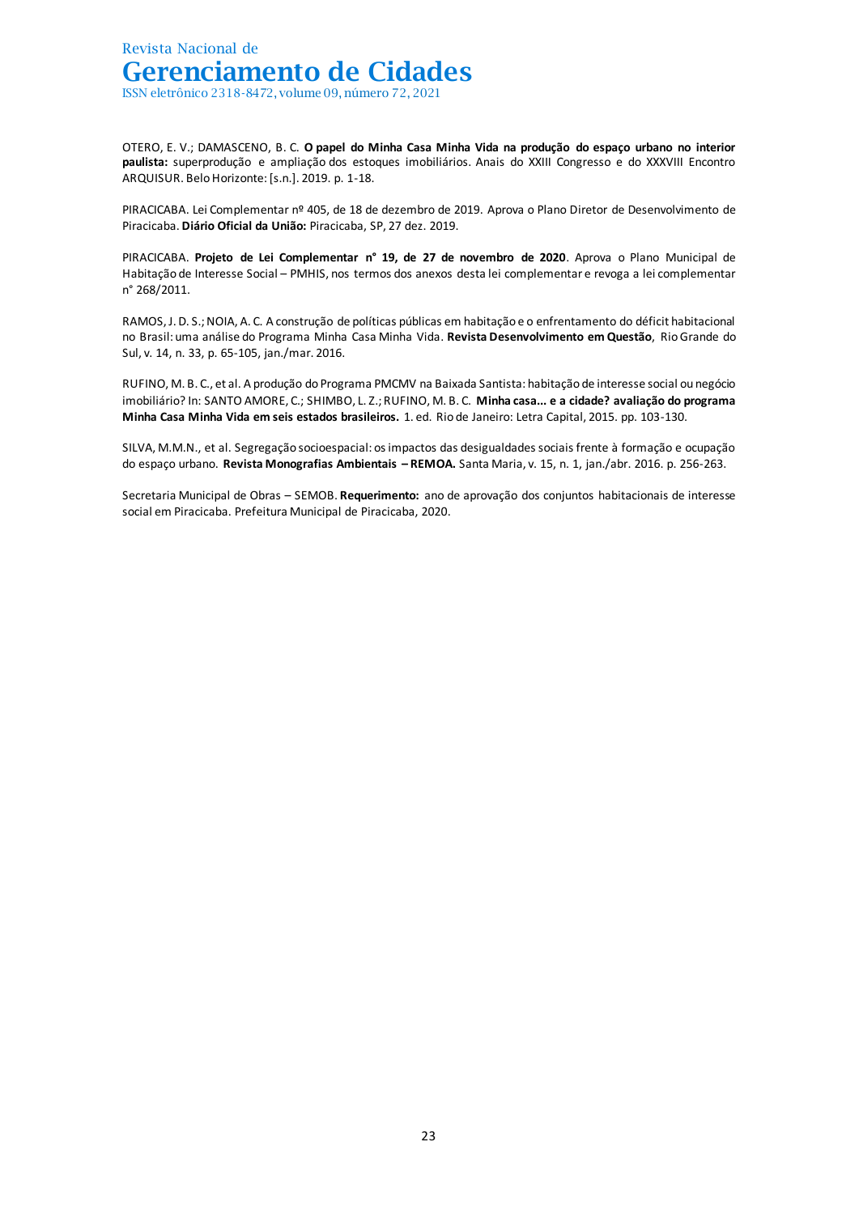OTERO, E. V.; DAMASCENO, B. C. **O papel do Minha Casa Minha Vida na produção do espaço urbano no interior paulista:** superprodução e ampliação dos estoques imobiliários. Anais do XXIII Congresso e do XXXVIII Encontro ARQUISUR. Belo Horizonte: [s.n.]. 2019. p. 1-18.

PIRACICABA. Lei Complementar nº 405, de 18 de dezembro de 2019. Aprova o Plano Diretor de Desenvolvimento de Piracicaba. **Diário Oficial da União:** Piracicaba, SP, 27 dez. 2019.

PIRACICABA. **Projeto de Lei Complementar n° 19, de 27 de novembro de 2020**. Aprova o Plano Municipal de Habitação de Interesse Social – PMHIS, nos termos dos anexos desta lei complementar e revoga a lei complementar n° 268/2011.

RAMOS, J. D. S.; NOIA, A. C. A construção de políticas públicas em habitação e o enfrentamento do déficit habitacional no Brasil: uma análise do Programa Minha Casa Minha Vida. **Revista Desenvolvimento em Questão**, Rio Grande do Sul, v. 14, n. 33, p. 65-105, jan./mar. 2016.

RUFINO, M. B. C., et al. A produção do Programa PMCMV na Baixada Santista: habitação de interesse social ou negócio imobiliário? In: SANTO AMORE, C.; SHIMBO, L. Z.; RUFINO, M. B. C. **Minha casa... e a cidade? avaliação do programa Minha Casa Minha Vida em seis estados brasileiros.** 1. ed. Rio de Janeiro: Letra Capital, 2015. pp. 103-130.

SILVA, M.M.N., et al. Segregação socioespacial: os impactos das desigualdades sociais frente à formação e ocupação do espaço urbano. **Revista Monografias Ambientais – REMOA.** Santa Maria, v. 15, n. 1, jan./abr. 2016. p. 256-263.

Secretaria Municipal de Obras – SEMOB. **Requerimento:** ano de aprovação dos conjuntos habitacionais de interesse social em Piracicaba. Prefeitura Municipal de Piracicaba, 2020.